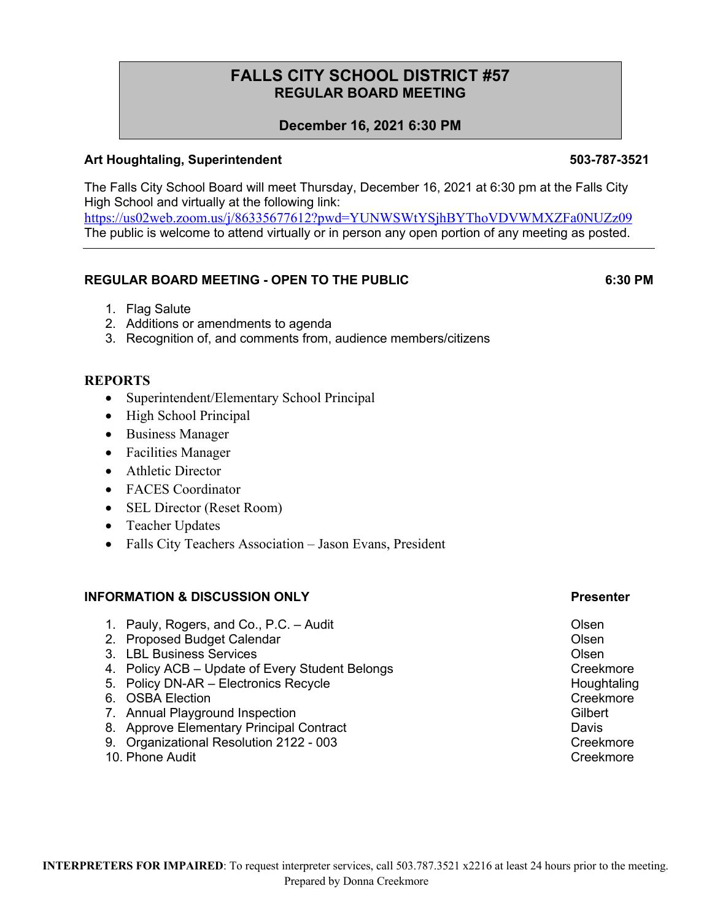# FALLS CITY SCHOOL DISTRICT #57
## REGULAR BOARD MEETING

**December 16, 2021 6:30 PM**

**Art Houghtaling, Superintendent** **503-787-3521**

The Falls City School Board will meet Thursday, December 16, 2021 at 6:30 pm at the Falls City High School and virtually at the following link:
https://us02web.zoom.us/j/86335677612?pwd=YUNWSWtYSjhBYThoVDVWMXZFa0NUZz09
The public is welcome to attend virtually or in person any open portion of any meeting as posted.

---

### REGULAR BOARD MEETING - OPEN TO THE PUBLIC — 6:30 PM

1. Flag Salute
2. Additions or amendments to agenda
3. Recognition of, and comments from, audience members/citizens

### REPORTS

- Superintendent/Elementary School Principal
- High School Principal
- Business Manager
- Facilities Manager
- Athletic Director
- FACES Coordinator
- SEL Director (Reset Room)
- Teacher Updates
- Falls City Teachers Association – Jason Evans, President

### INFORMATION & DISCUSSION ONLY

| | Item | Presenter |
|---|---|---|
| 1. | Pauly, Rogers, and Co., P.C. – Audit | Olsen |
| 2. | Proposed Budget Calendar | Olsen |
| 3. | LBL Business Services | Olsen |
| 4. | Policy ACB – Update of Every Student Belongs | Creekmore |
| 5. | Policy DN-AR – Electronics Recycle | Houghtaling |
| 6. | OSBA Election | Creekmore |
| 7. | Annual Playground Inspection | Gilbert |
| 8. | Approve Elementary Principal Contract | Davis |
| 9. | Organizational Resolution 2122 - 003 | Creekmore |
| 10. | Phone Audit | Creekmore |

**INTERPRETERS FOR IMPAIRED**: To request interpreter services, call 503.787.3521 x2216 at least 24 hours prior to the meeting.
Prepared by Donna Creekmore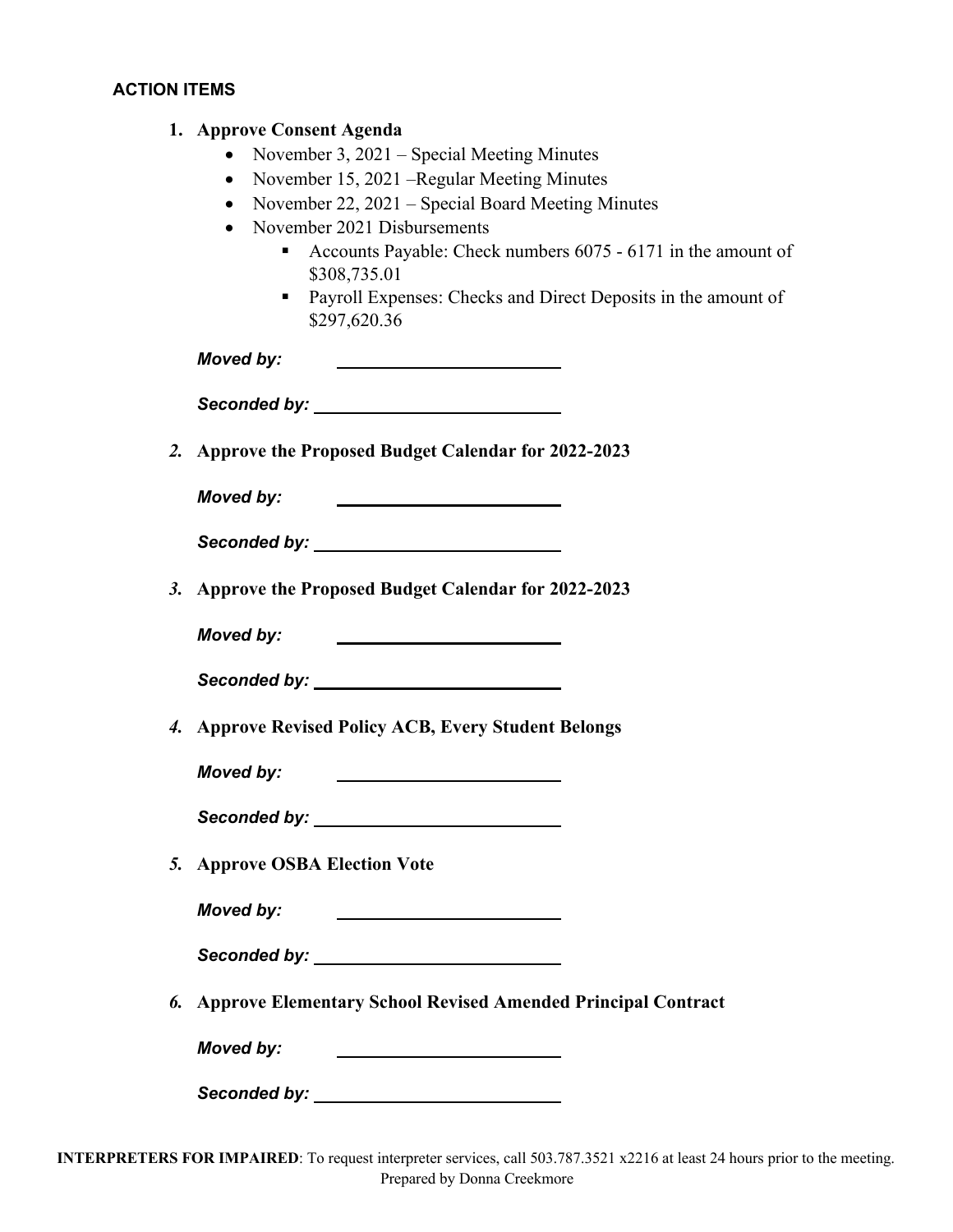### ACTION ITEMS

1. **Approve Consent Agenda**
   - November 3, 2021 – Special Meeting Minutes
   - November 15, 2021 –Regular Meeting Minutes
   - November 22, 2021 – Special Board Meeting Minutes
   - November 2021 Disbursements
     - Accounts Payable: Check numbers 6075 - 6171 in the amount of $308,735.01
     - Payroll Expenses: Checks and Direct Deposits in the amount of $297,620.36

   ***Moved by:*** \_\_\_\_\_\_\_\_\_\_\_\_\_\_\_\_\_\_\_\_\_\_\_\_

   ***Seconded by:*** \_\_\_\_\_\_\_\_\_\_\_\_\_\_\_\_\_\_\_\_\_\_\_\_

2. **Approve the Proposed Budget Calendar for 2022-2023**

   ***Moved by:*** \_\_\_\_\_\_\_\_\_\_\_\_\_\_\_\_\_\_\_\_\_\_\_\_

   ***Seconded by:*** \_\_\_\_\_\_\_\_\_\_\_\_\_\_\_\_\_\_\_\_\_\_\_\_

3. **Approve the Proposed Budget Calendar for 2022-2023**

   ***Moved by:*** \_\_\_\_\_\_\_\_\_\_\_\_\_\_\_\_\_\_\_\_\_\_\_\_

   ***Seconded by:*** \_\_\_\_\_\_\_\_\_\_\_\_\_\_\_\_\_\_\_\_\_\_\_\_

4. **Approve Revised Policy ACB, Every Student Belongs**

   ***Moved by:*** \_\_\_\_\_\_\_\_\_\_\_\_\_\_\_\_\_\_\_\_\_\_\_\_

   ***Seconded by:*** \_\_\_\_\_\_\_\_\_\_\_\_\_\_\_\_\_\_\_\_\_\_\_\_

5. **Approve OSBA Election Vote**

   ***Moved by:*** \_\_\_\_\_\_\_\_\_\_\_\_\_\_\_\_\_\_\_\_\_\_\_\_

   ***Seconded by:*** \_\_\_\_\_\_\_\_\_\_\_\_\_\_\_\_\_\_\_\_\_\_\_\_

6. **Approve Elementary School Revised Amended Principal Contract**

   ***Moved by:*** \_\_\_\_\_\_\_\_\_\_\_\_\_\_\_\_\_\_\_\_\_\_\_\_

   ***Seconded by:*** \_\_\_\_\_\_\_\_\_\_\_\_\_\_\_\_\_\_\_\_\_\_\_\_

**INTERPRETERS FOR IMPAIRED**: To request interpreter services, call 503.787.3521 x2216 at least 24 hours prior to the meeting.
Prepared by Donna Creekmore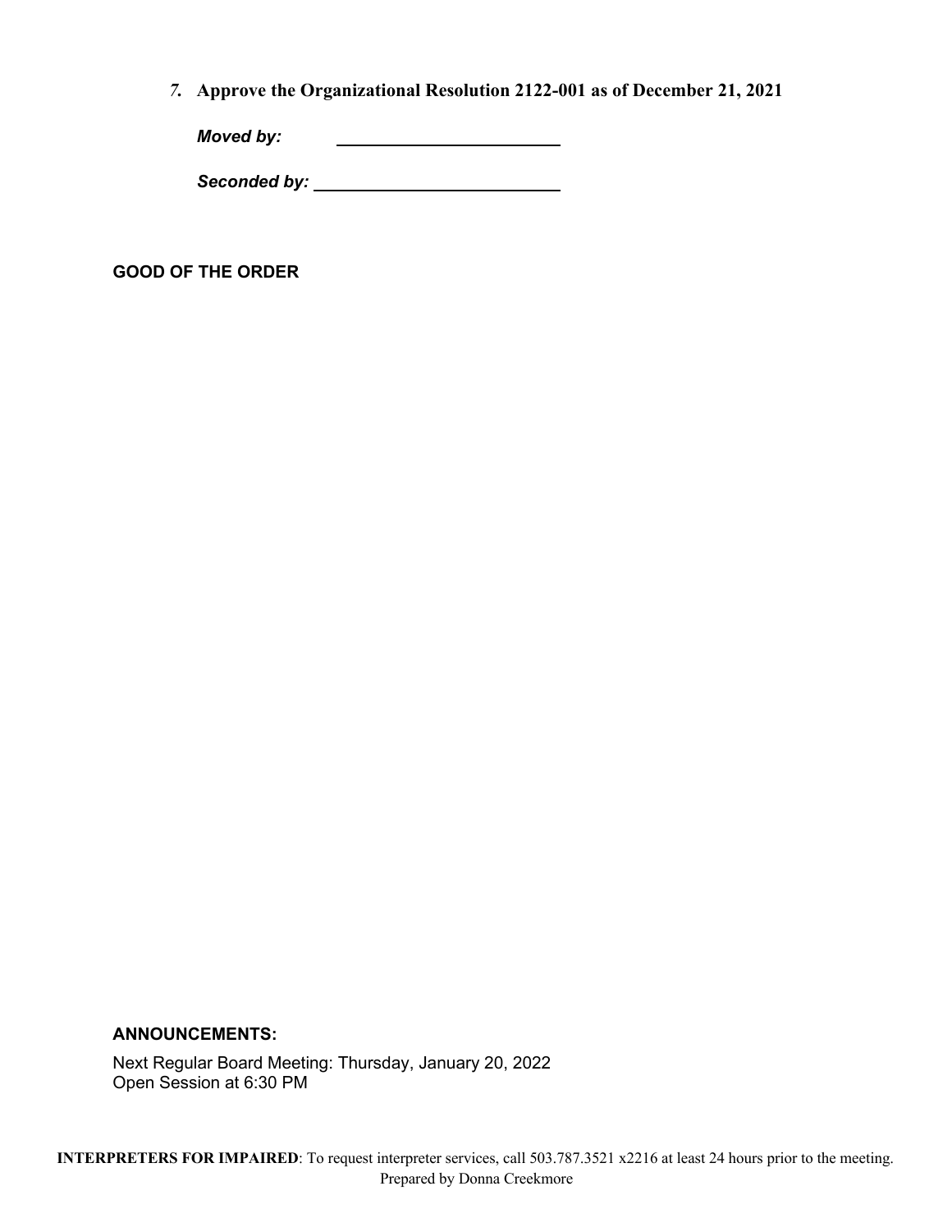7. **Approve the Organizational Resolution 2122-001 as of December 21, 2021**

   ***Moved by:*** ____________________

   ***Seconded by:*** ____________________

**GOOD OF THE ORDER**

**ANNOUNCEMENTS:**

Next Regular Board Meeting: Thursday, January 20, 2022
Open Session at 6:30 PM

**INTERPRETERS FOR IMPAIRED**: To request interpreter services, call 503.787.3521 x2216 at least 24 hours prior to the meeting.
Prepared by Donna Creekmore